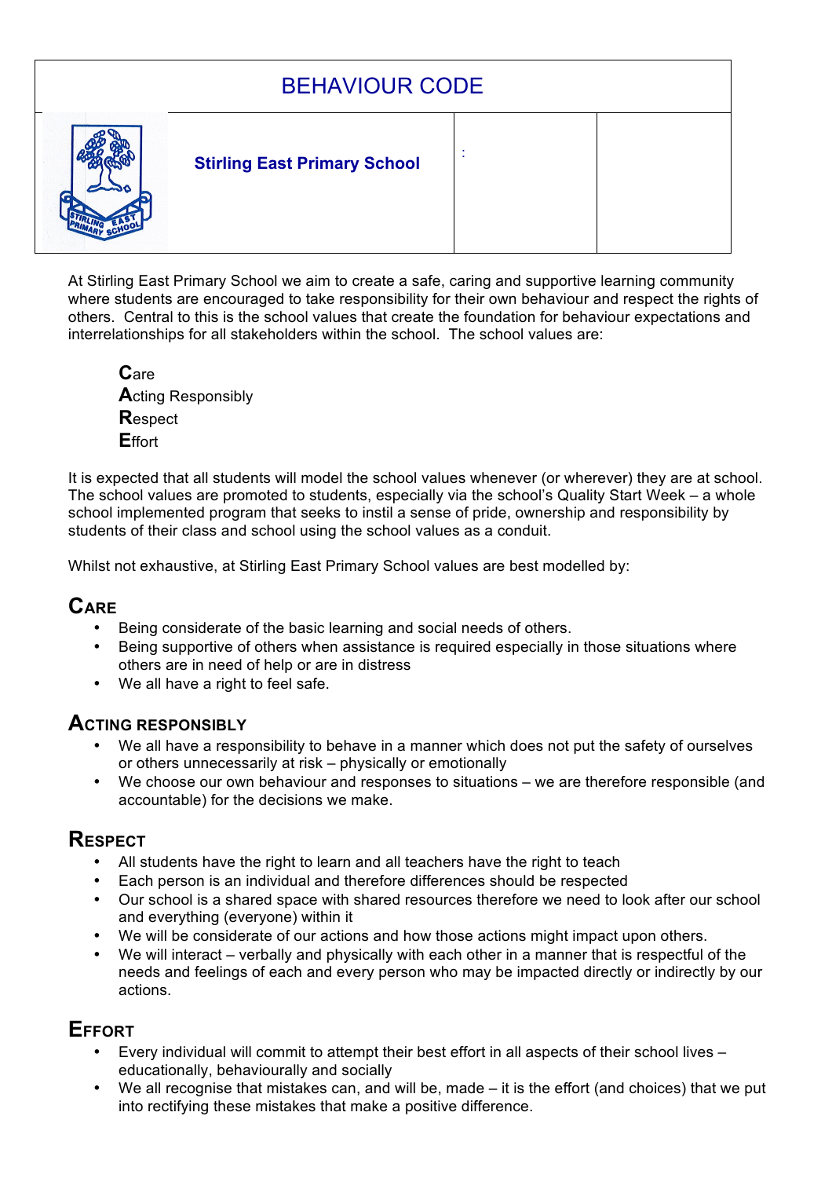# BEHAVIOUR CODE

| | **Stirling East Primary School** | : | |
|---|---|---|---|

At Stirling East Primary School we aim to create a safe, caring and supportive learning community where students are encouraged to take responsibility for their own behaviour and respect the rights of others. Central to this is the school values that create the foundation for behaviour expectations and interrelationships for all stakeholders within the school. The school values are:

**C**are
**A**cting Responsibly
**R**espect
**E**ffort

It is expected that all students will model the school values whenever (or wherever) they are at school. The school values are promoted to students, especially via the school's Quality Start Week – a whole school implemented program that seeks to instil a sense of pride, ownership and responsibility by students of their class and school using the school values as a conduit.

Whilst not exhaustive, at Stirling East Primary School values are best modelled by:

## CARE

- Being considerate of the basic learning and social needs of others.
- Being supportive of others when assistance is required especially in those situations where others are in need of help or are in distress
- We all have a right to feel safe.

## ACTING RESPONSIBLY

- We all have a responsibility to behave in a manner which does not put the safety of ourselves or others unnecessarily at risk – physically or emotionally
- We choose our own behaviour and responses to situations – we are therefore responsible (and accountable) for the decisions we make.

## RESPECT

- All students have the right to learn and all teachers have the right to teach
- Each person is an individual and therefore differences should be respected
- Our school is a shared space with shared resources therefore we need to look after our school and everything (everyone) within it
- We will be considerate of our actions and how those actions might impact upon others.
- We will interact – verbally and physically with each other in a manner that is respectful of the needs and feelings of each and every person who may be impacted directly or indirectly by our actions.

## EFFORT

- Every individual will commit to attempt their best effort in all aspects of their school lives – educationally, behaviourally and socially
- We all recognise that mistakes can, and will be, made – it is the effort (and choices) that we put into rectifying these mistakes that make a positive difference.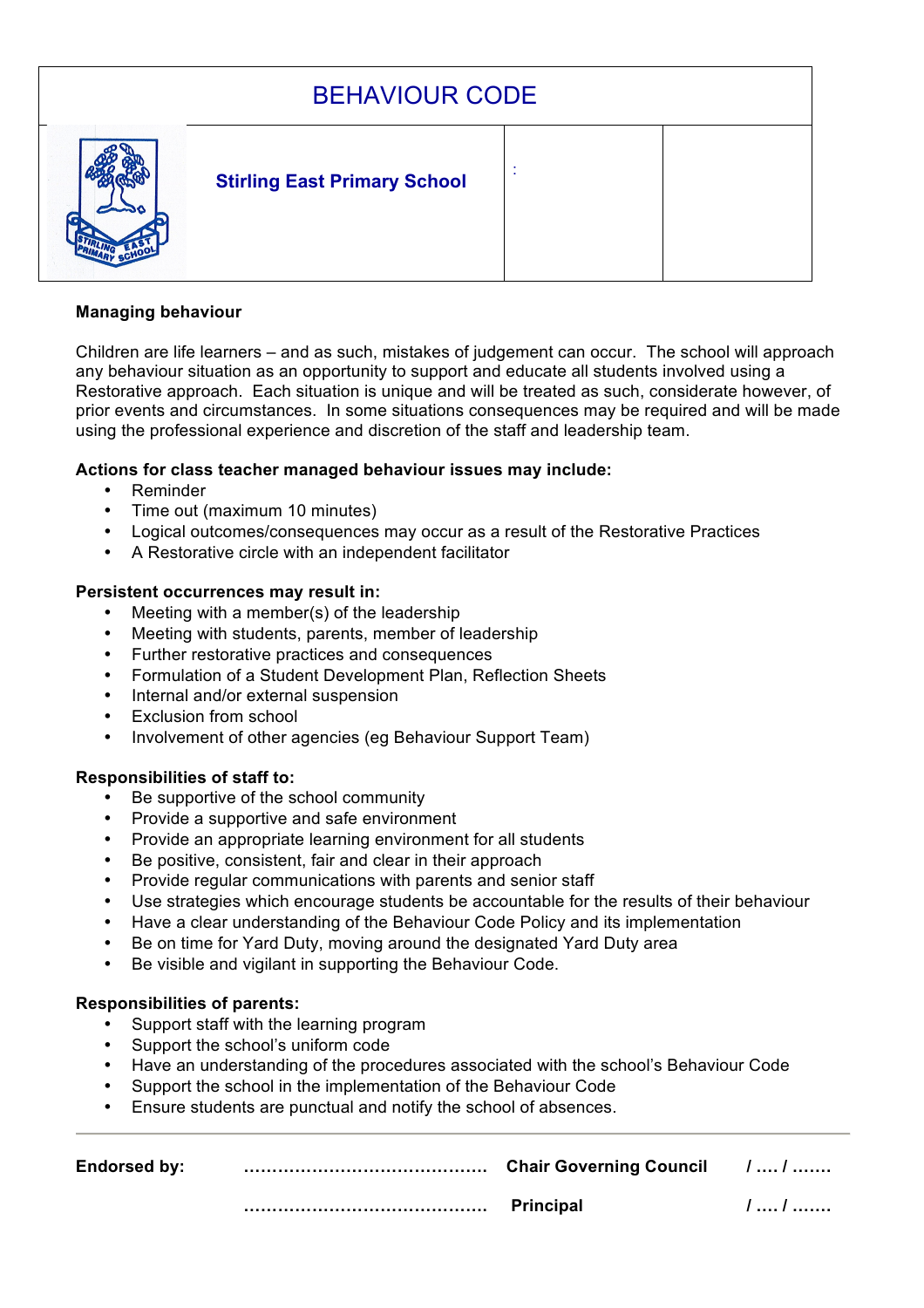# BEHAVIOUR CODE

**Stirling East Primary School**

:

**Managing behaviour**

Children are life learners – and as such, mistakes of judgement can occur. The school will approach any behaviour situation as an opportunity to support and educate all students involved using a Restorative approach. Each situation is unique and will be treated as such, considerate however, of prior events and circumstances. In some situations consequences may be required and will be made using the professional experience and discretion of the staff and leadership team.

**Actions for class teacher managed behaviour issues may include:**

- Reminder
- Time out (maximum 10 minutes)
- Logical outcomes/consequences may occur as a result of the Restorative Practices
- A Restorative circle with an independent facilitator

**Persistent occurrences may result in:**

- Meeting with a member(s) of the leadership
- Meeting with students, parents, member of leadership
- Further restorative practices and consequences
- Formulation of a Student Development Plan, Reflection Sheets
- Internal and/or external suspension
- Exclusion from school
- Involvement of other agencies (eg Behaviour Support Team)

**Responsibilities of staff to:**

- Be supportive of the school community
- Provide a supportive and safe environment
- Provide an appropriate learning environment for all students
- Be positive, consistent, fair and clear in their approach
- Provide regular communications with parents and senior staff
- Use strategies which encourage students be accountable for the results of their behaviour
- Have a clear understanding of the Behaviour Code Policy and its implementation
- Be on time for Yard Duty, moving around the designated Yard Duty area
- Be visible and vigilant in supporting the Behaviour Code.

**Responsibilities of parents:**

- Support staff with the learning program
- Support the school's uniform code
- Have an understanding of the procedures associated with the school's Behaviour Code
- Support the school in the implementation of the Behaviour Code
- Ensure students are punctual and notify the school of absences.

---

**Endorsed by:** ……………………………………… **Chair Governing Council** / …. / …….

……………………………………… **Principal** / …. / …….